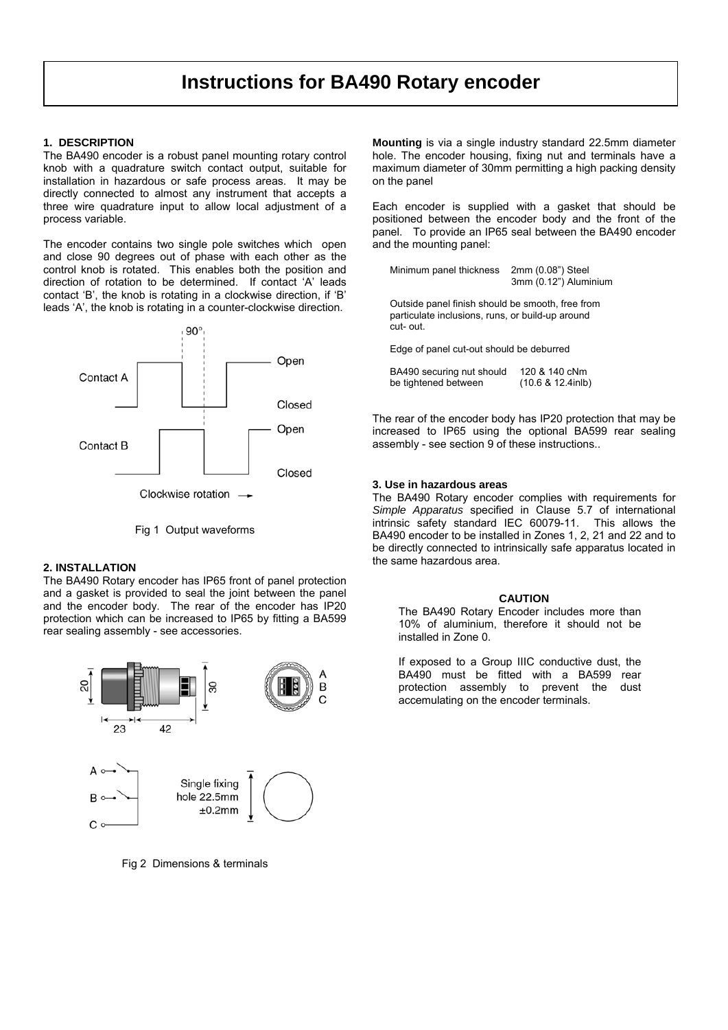# Instructions for BA490 Rotary encoder

### 1. DESCRIPTION

The BA490 encoder is a robust panel mounting rotary control knob with a quadrature switch contact output, suitable for installation in hazardous or safe process areas. It may be directly connected to almost any instrument that accepts a three wire quadrature input to allow local adjustment of a process variable.

The encoder contains two single pole switches which open and close 90 degrees out of phase with each other as the control knob is rotated. This enables both the position and direction of rotation to be determined. If contact 'A' leads contact 'B', the knob is rotating in a clockwise direction, if 'B' leads 'A', the knob is rotating in a counter-clockwise direction.

Fig 1 Output waveforms

### 2. INSTALLATION

The BA490 Rotary encoder has IP65 front of panel protection and a gasket is provided to seal the joint between the panel and the encoder body. The rear of the encoder has IP20 protection which can be increased to IP65 by fitting a BA599 rear sealing assembly - see accessories.

Fig 2 Dimensions & terminals

**Mounting** is via a single industry standard 22.5mm diameter hole. The encoder housing, fixing nut and terminals have a maximum diameter of 30mm permitting a high packing density on the panel

Each encoder is supplied with a gasket that should be positioned between the encoder body and the front of the panel. To provide an IP65 seal between the BA490 encoder and the mounting panel:

| | |
|---|---|
| Minimum panel thickness | 2mm (0.08") Steel<br>3mm (0.12") Aluminium |

Outside panel finish should be smooth, free from particulate inclusions, runs, or build-up around cut- out.

Edge of panel cut-out should be deburred

| | |
|---|---|
| BA490 securing nut should be tightened between | 120 & 140 cNm<br>(10.6 & 12.4inlb) |

The rear of the encoder body has IP20 protection that may be increased to IP65 using the optional BA599 rear sealing assembly - see section 9 of these instructions..

### 3. Use in hazardous areas

The BA490 Rotary encoder complies with requirements for *Simple Apparatus* specified in Clause 5.7 of international intrinsic safety standard IEC 60079-11. This allows the BA490 encoder to be installed in Zones 1, 2, 21 and 22 and to be directly connected to intrinsically safe apparatus located in the same hazardous area.

**CAUTION**

The BA490 Rotary Encoder includes more than 10% of aluminium, therefore it should not be installed in Zone 0.

If exposed to a Group IIIC conductive dust, the BA490 must be fitted with a BA599 rear protection assembly to prevent the dust accemulating on the encoder terminals.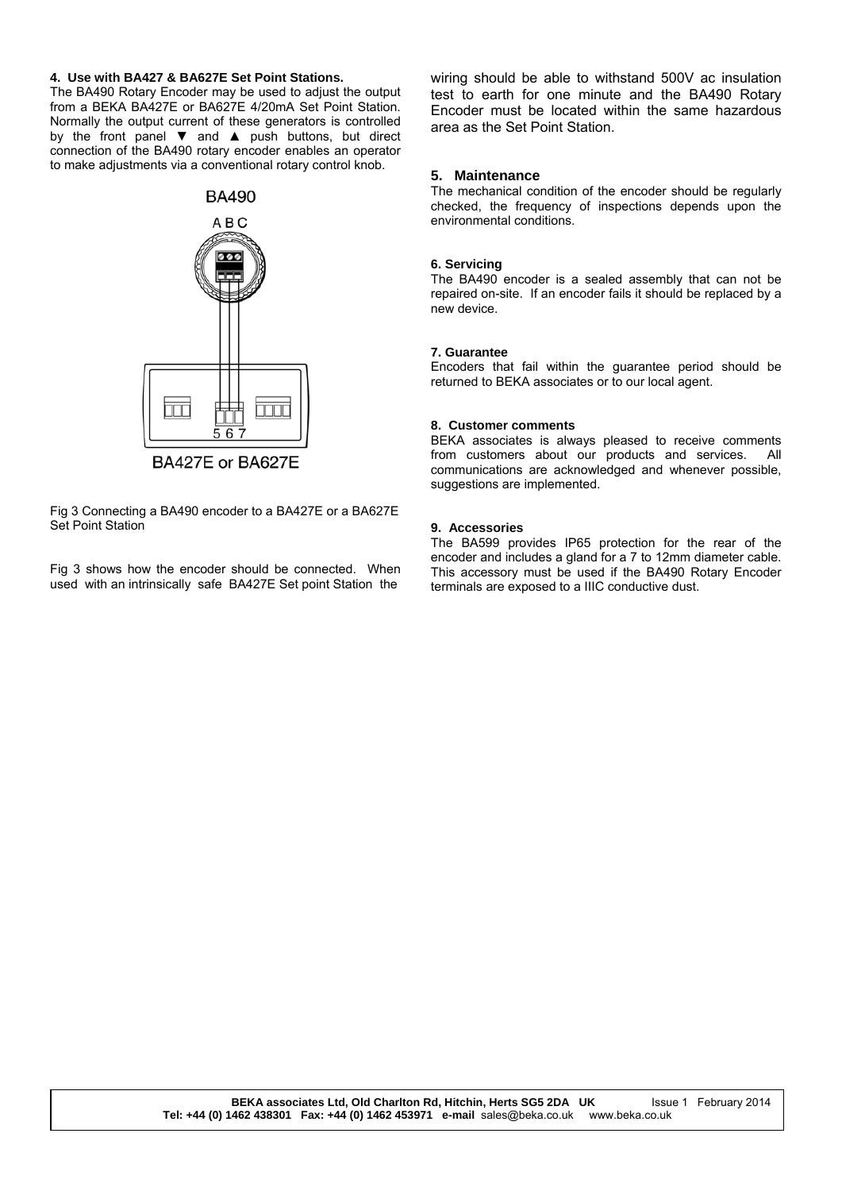#### 4. Use with BA427 & BA627E Set Point Stations.

The BA490 Rotary Encoder may be used to adjust the output from a BEKA BA427E or BA627E 4/20mA Set Point Station. Normally the output current of these generators is controlled by the front panel ▼ and ▲ push buttons, but direct connection of the BA490 rotary encoder enables an operator to make adjustments via a conventional rotary control knob.

BA490

A B C

5 6 7

BA427E or BA627E

Fig 3 Connecting a BA490 encoder to a BA427E or a BA627E Set Point Station

Fig 3 shows how the encoder should be connected. When used with an intrinsically safe BA427E Set point Station the wiring should be able to withstand 500V ac insulation test to earth for one minute and the BA490 Rotary Encoder must be located within the same hazardous area as the Set Point Station.

#### 5. Maintenance

The mechanical condition of the encoder should be regularly checked, the frequency of inspections depends upon the environmental conditions.

#### 6. Servicing

The BA490 encoder is a sealed assembly that can not be repaired on-site. If an encoder fails it should be replaced by a new device.

#### 7. Guarantee

Encoders that fail within the guarantee period should be returned to BEKA associates or to our local agent.

#### 8. Customer comments

BEKA associates is always pleased to receive comments from customers about our products and services. All communications are acknowledged and whenever possible, suggestions are implemented.

#### 9. Accessories

The BA599 provides IP65 protection for the rear of the encoder and includes a gland for a 7 to 12mm diameter cable. This accessory must be used if the BA490 Rotary Encoder terminals are exposed to a IIIC conductive dust.

**BEKA associates Ltd, Old Charlton Rd, Hitchin, Herts SG5 2DA UK** Issue 1 February 2014
**Tel: +44 (0) 1462 438301 Fax: +44 (0) 1462 453971 e-mail** sales@beka.co.uk www.beka.co.uk